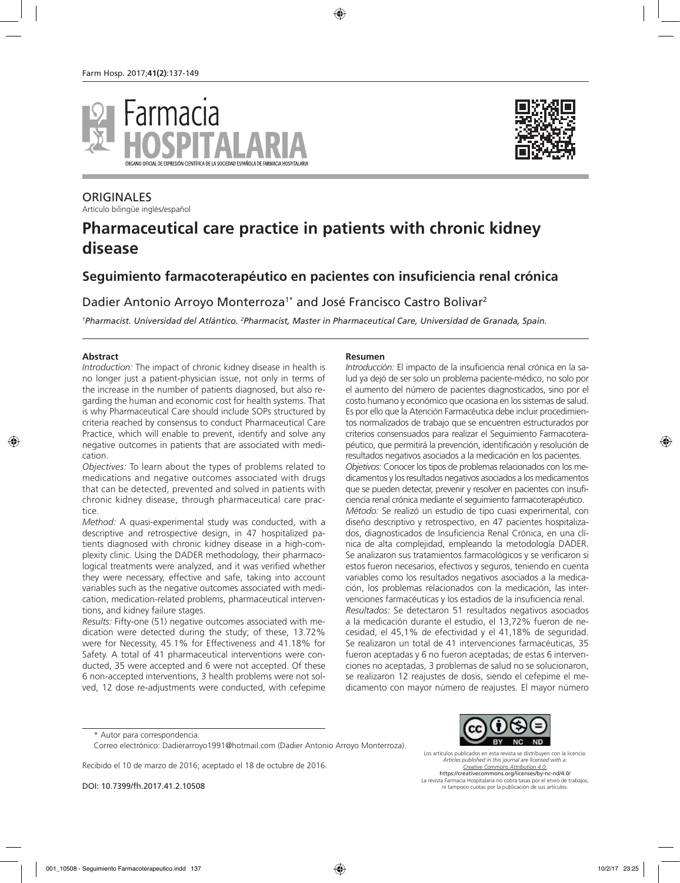ORIGINALES

Artículo bilingüe inglés/español

# Pharmaceutical care practice in patients with chronic kidney disease

## Seguimiento farmacoterapéutico en pacientes con insuficiencia renal crónica

Dadier Antonio Arroyo Monterroza[1*] and José Francisco Castro Bolivar[2]

[1]*Pharmacist. Universidad del Atlántico.* [2]*Pharmacist, Master in Pharmaceutical Care, Universidad de Granada, Spain.*

**Abstract**

*Introduction:* The impact of chronic kidney disease in health is no longer just a patient-physician issue, not only in terms of the increase in the number of patients diagnosed, but also regarding the human and economic cost for health systems. That is why Pharmaceutical Care should include SOPs structured by criteria reached by consensus to conduct Pharmaceutical Care Practice, which will enable to prevent, identify and solve any negative outcomes in patients that are associated with medication.

*Objectives:* To learn about the types of problems related to medications and negative outcomes associated with drugs that can be detected, prevented and solved in patients with chronic kidney disease, through pharmaceutical care practice.

*Method:* A quasi-experimental study was conducted, with a descriptive and retrospective design, in 47 hospitalized patients diagnosed with chronic kidney disease in a high-complexity clinic. Using the DADER methodology, their pharmacological treatments were analyzed, and it was verified whether they were necessary, effective and safe, taking into account variables such as the negative outcomes associated with medication, medication-related problems, pharmaceutical interventions, and kidney failure stages.

*Results:* Fifty-one (51) negative outcomes associated with medication were detected during the study; of these, 13.72% were for Necessity, 45.1% for Effectiveness and 41.18% for Safety. A total of 41 pharmaceutical interventions were conducted, 35 were accepted and 6 were not accepted. Of these 6 non-accepted interventions, 3 health problems were not solved, 12 dose re-adjustments were conducted, with cefepime

**Resumen**

*Introducción:* El impacto de la insuficiencia renal crónica en la salud ya dejó de ser solo un problema paciente-médico, no solo por el aumento del número de pacientes diagnosticados, sino por el costo humano y económico que ocasiona en los sistemas de salud. Es por ello que la Atención Farmacéutica debe incluir procedimientos normalizados de trabajo que se encuentren estructurados por criterios consensuados para realizar el Seguimiento Farmacoterapéutico, que permitirá la prevención, identificación y resolución de resultados negativos asociados a la medicación en los pacientes.

*Objetivos:* Conocer los tipos de problemas relacionados con los medicamentos y los resultados negativos asociados a los medicamentos que se pueden detectar, prevenir y resolver en pacientes con insuficiencia renal crónica mediante el seguimiento farmacoterapéutico.

*Método:* Se realizó un estudio de tipo cuasi experimental, con diseño descriptivo y retrospectivo, en 47 pacientes hospitalizados, diagnosticados de Insuficiencia Renal Crónica, en una clínica de alta complejidad, empleando la metodología DADER. Se analizaron sus tratamientos farmacológicos y se verificaron si estos fueron necesarios, efectivos y seguros, teniendo en cuenta variables como los resultados negativos asociados a la medicación, los problemas relacionados con la medicación, las intervenciones farmacéuticas y los estadios de la insuficiencia renal.

*Resultados:* Se detectaron 51 resultados negativos asociados a la medicación durante el estudio, el 13,72% fueron de necesidad, el 45,1% de efectividad y el 41,18% de seguridad. Se realizaron un total de 41 intervenciones farmacéuticas, 35 fueron aceptadas y 6 no fueron aceptadas; de estas 6 intervenciones no aceptadas, 3 problemas de salud no se solucionaron, se realizaron 12 reajustes de dosis, siendo el cefepime el medicamento con mayor número de reajustes. El mayor número

\* Autor para correspondencia.

Correo electrónico: Dadierarroyo1991@hotmail.com (Dadier Antonio Arroyo Monterroza).

Recibido el 10 de marzo de 2016; aceptado el 18 de octubre de 2016.

DOI: 10.7399/fh.2017.41.2.10508

Los artículos publicados en esta revista se distribuyen con la licencia: *Articles published in this journal are licensed with a: Creative Commons Attribution 4.0.* https://creativecommons.org/licenses/by-nc-nd/4.0/ La revista Farmacia Hospitalaria no cobra tasas por el envío de trabajos, ni tampoco cuotas por la publicación de sus artículos.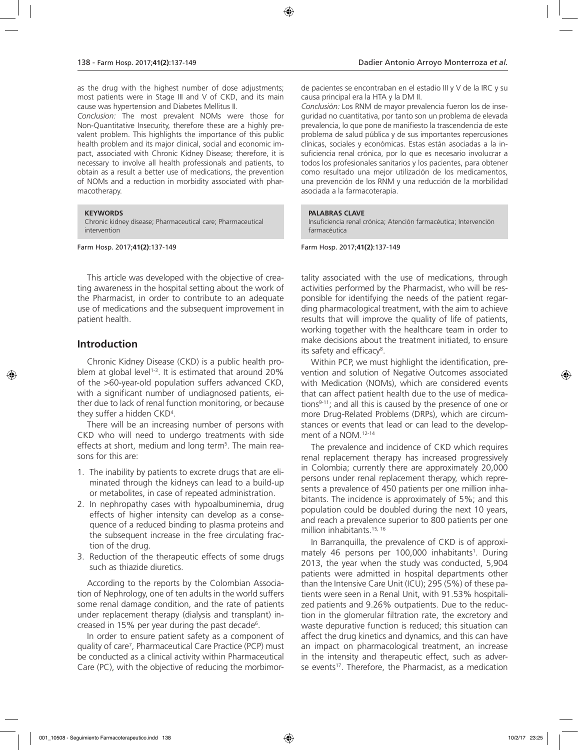as the drug with the highest number of dose adjustments; most patients were in Stage III and V of CKD, and its main cause was hypertension and Diabetes Mellitus II.

*Conclusion:* The most prevalent NOMs were those for Non-Quantitative Insecurity, therefore these are a highly prevalent problem. This highlights the importance of this public health problem and its major clinical, social and economic impact, associated with Chronic Kidney Disease; therefore, it is necessary to involve all health professionals and patients, to obtain as a result a better use of medications, the prevention of NOMs and a reduction in morbidity associated with pharmacotherapy.

**KEYWORDS**
Chronic kidney disease; Pharmaceutical care; Pharmaceutical intervention

de pacientes se encontraban en el estadio III y V de la IRC y su causa principal era la HTA y la DM II.

*Conclusión:* Los RNM de mayor prevalencia fueron los de inseguridad no cuantitativa, por tanto son un problema de elevada prevalencia, lo que pone de manifiesto la trascendencia de este problema de salud pública y de sus importantes repercusiones clínicas, sociales y económicas. Estas están asociadas a la insuficiencia renal crónica, por lo que es necesario involucrar a todos los profesionales sanitarios y los pacientes, para obtener como resultado una mejor utilización de los medicamentos, una prevención de los RNM y una reducción de la morbilidad asociada a la farmacoterapia.

**PALABRAS CLAVE**
Insuficiencia renal crónica; Atención farmacéutica; Intervención farmacéutica

This article was developed with the objective of creating awareness in the hospital setting about the work of the Pharmacist, in order to contribute to an adequate use of medications and the subsequent improvement in patient health.

## Introduction

Chronic Kidney Disease (CKD) is a public health problem at global level[1-3]. It is estimated that around 20% of the >60-year-old population suffers advanced CKD, with a significant number of undiagnosed patients, either due to lack of renal function monitoring, or because they suffer a hidden CKD[4].

There will be an increasing number of persons with CKD who will need to undergo treatments with side effects at short, medium and long term[5]. The main reasons for this are:

1. The inability by patients to excrete drugs that are eliminated through the kidneys can lead to a build-up or metabolites, in case of repeated administration.
2. In nephropathy cases with hypoalbuminemia, drug effects of higher intensity can develop as a consequence of a reduced binding to plasma proteins and the subsequent increase in the free circulating fraction of the drug.
3. Reduction of the therapeutic effects of some drugs such as thiazide diuretics.

According to the reports by the Colombian Association of Nephrology, one of ten adults in the world suffers some renal damage condition, and the rate of patients under replacement therapy (dialysis and transplant) increased in 15% per year during the past decade[6].

In order to ensure patient safety as a component of quality of care[7], Pharmaceutical Care Practice (PCP) must be conducted as a clinical activity within Pharmaceutical Care (PC), with the objective of reducing the morbimortality associated with the use of medications, through activities performed by the Pharmacist, who will be responsible for identifying the needs of the patient regarding pharmacological treatment, with the aim to achieve results that will improve the quality of life of patients, working together with the healthcare team in order to make decisions about the treatment initiated, to ensure its safety and efficacy[8].

Within PCP, we must highlight the identification, prevention and solution of Negative Outcomes associated with Medication (NOMs), which are considered events that can affect patient health due to the use of medications[9-11]; and all this is caused by the presence of one or more Drug-Related Problems (DRPs), which are circumstances or events that lead or can lead to the development of a NOM.[12-14]

The prevalence and incidence of CKD which requires renal replacement therapy has increased progressively in Colombia; currently there are approximately 20,000 persons under renal replacement therapy, which represents a prevalence of 450 patients per one million inhabitants. The incidence is approximately of 5%; and this population could be doubled during the next 10 years, and reach a prevalence superior to 800 patients per one million inhabitants.[15, 16]

In Barranquilla, the prevalence of CKD is of approximately 46 persons per 100,000 inhabitants[1]. During 2013, the year when the study was conducted, 5,904 patients were admitted in hospital departments other than the Intensive Care Unit (ICU); 295 (5%) of these patients were seen in a Renal Unit, with 91.53% hospitalized patients and 9.26% outpatients. Due to the reduction in the glomerular filtration rate, the excretory and waste depurative function is reduced; this situation can affect the drug kinetics and dynamics, and this can have an impact on pharmacological treatment, an increase in the intensity and therapeutic effect, such as adverse events[17]. Therefore, the Pharmacist, as a medication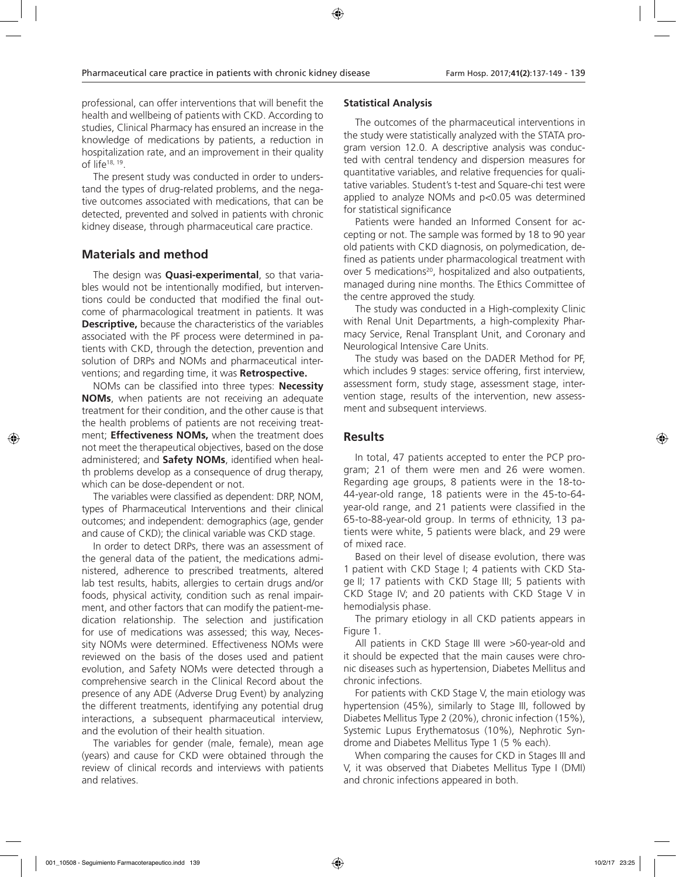professional, can offer interventions that will benefit the health and wellbeing of patients with CKD. According to studies, Clinical Pharmacy has ensured an increase in the knowledge of medications by patients, a reduction in hospitalization rate, and an improvement in their quality of life[18, 19].

The present study was conducted in order to understand the types of drug-related problems, and the negative outcomes associated with medications, that can be detected, prevented and solved in patients with chronic kidney disease, through pharmaceutical care practice.

## Materials and method

The design was **Quasi-experimental**, so that variables would not be intentionally modified, but interventions could be conducted that modified the final outcome of pharmacological treatment in patients. It was **Descriptive,** because the characteristics of the variables associated with the PF process were determined in patients with CKD, through the detection, prevention and solution of DRPs and NOMs and pharmaceutical interventions; and regarding time, it was **Retrospective.**

NOMs can be classified into three types: **Necessity NOMs**, when patients are not receiving an adequate treatment for their condition, and the other cause is that the health problems of patients are not receiving treatment; **Effectiveness NOMs,** when the treatment does not meet the therapeutical objectives, based on the dose administered; and **Safety NOMs**, identified when health problems develop as a consequence of drug therapy, which can be dose-dependent or not.

The variables were classified as dependent: DRP, NOM, types of Pharmaceutical Interventions and their clinical outcomes; and independent: demographics (age, gender and cause of CKD); the clinical variable was CKD stage.

In order to detect DRPs, there was an assessment of the general data of the patient, the medications administered, adherence to prescribed treatments, altered lab test results, habits, allergies to certain drugs and/or foods, physical activity, condition such as renal impairment, and other factors that can modify the patient-medication relationship. The selection and justification for use of medications was assessed; this way, Necessity NOMs were determined. Effectiveness NOMs were reviewed on the basis of the doses used and patient evolution, and Safety NOMs were detected through a comprehensive search in the Clinical Record about the presence of any ADE (Adverse Drug Event) by analyzing the different treatments, identifying any potential drug interactions, a subsequent pharmaceutical interview, and the evolution of their health situation.

The variables for gender (male, female), mean age (years) and cause for CKD were obtained through the review of clinical records and interviews with patients and relatives.

### Statistical Analysis

The outcomes of the pharmaceutical interventions in the study were statistically analyzed with the STATA program version 12.0. A descriptive analysis was conducted with central tendency and dispersion measures for quantitative variables, and relative frequencies for qualitative variables. Student's t-test and Square-chi test were applied to analyze NOMs and $p<0.05$ was determined for statistical significance

Patients were handed an Informed Consent for accepting or not. The sample was formed by 18 to 90 year old patients with CKD diagnosis, on polymedication, defined as patients under pharmacological treatment with over 5 medications[20], hospitalized and also outpatients, managed during nine months. The Ethics Committee of the centre approved the study.

The study was conducted in a High-complexity Clinic with Renal Unit Departments, a high-complexity Pharmacy Service, Renal Transplant Unit, and Coronary and Neurological Intensive Care Units.

The study was based on the DADER Method for PF, which includes 9 stages: service offering, first interview, assessment form, study stage, assessment stage, intervention stage, results of the intervention, new assessment and subsequent interviews.

## Results

In total, 47 patients accepted to enter the PCP program; 21 of them were men and 26 were women. Regarding age groups, 8 patients were in the 18-to-44-year-old range, 18 patients were in the 45-to-64-year-old range, and 21 patients were classified in the 65-to-88-year-old group. In terms of ethnicity, 13 patients were white, 5 patients were black, and 29 were of mixed race.

Based on their level of disease evolution, there was 1 patient with CKD Stage I; 4 patients with CKD Stage II; 17 patients with CKD Stage III; 5 patients with CKD Stage IV; and 20 patients with CKD Stage V in hemodialysis phase.

The primary etiology in all CKD patients appears in Figure 1.

All patients in CKD Stage III were >60-year-old and it should be expected that the main causes were chronic diseases such as hypertension, Diabetes Mellitus and chronic infections.

For patients with CKD Stage V, the main etiology was hypertension (45%), similarly to Stage III, followed by Diabetes Mellitus Type 2 (20%), chronic infection (15%), Systemic Lupus Erythematosus (10%), Nephrotic Syndrome and Diabetes Mellitus Type 1 (5 % each).

When comparing the causes for CKD in Stages III and V, it was observed that Diabetes Mellitus Type I (DMI) and chronic infections appeared in both.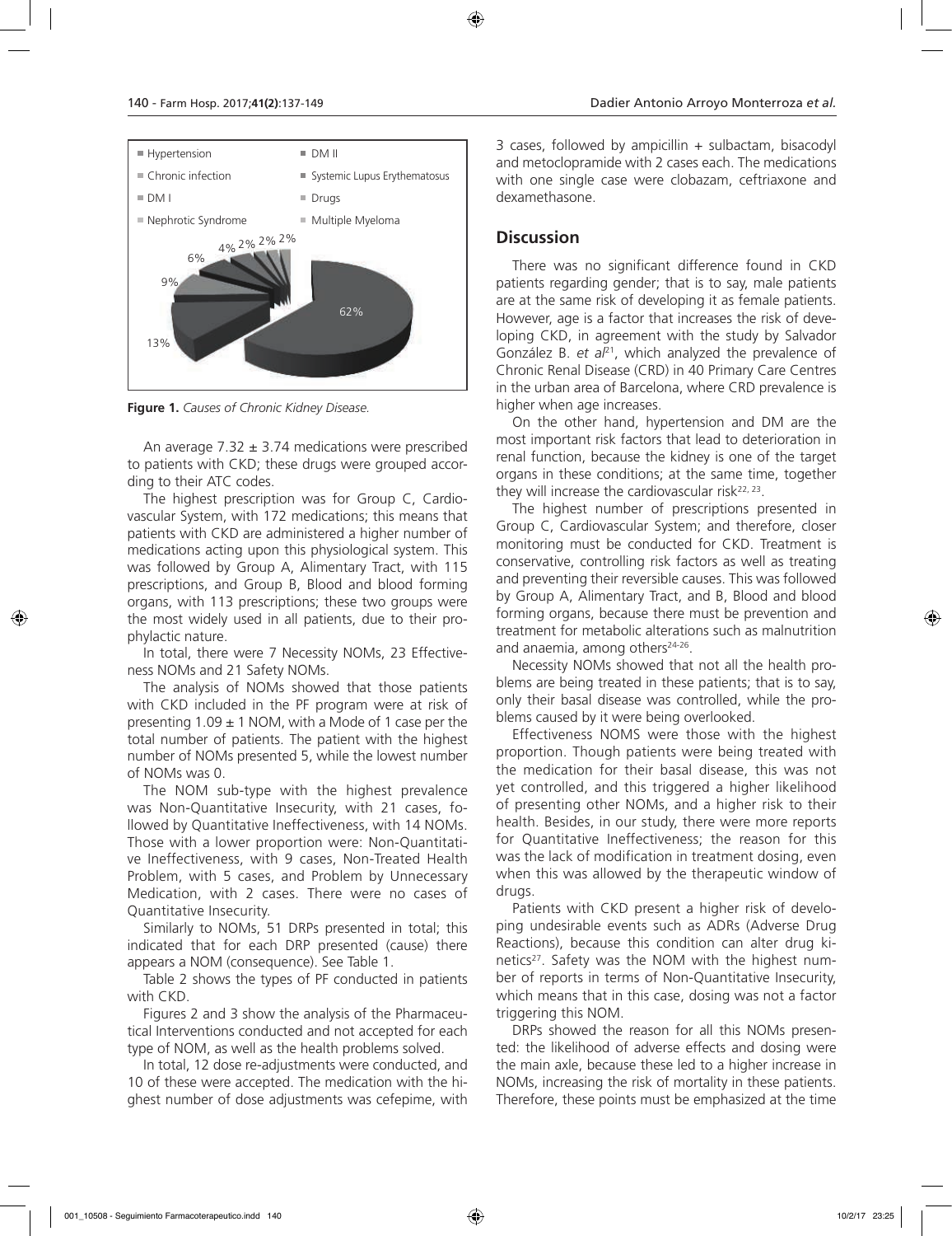Figure 1. *Causes of Chronic Kidney Disease.*

An average 7.32 ± 3.74 medications were prescribed to patients with CKD; these drugs were grouped according to their ATC codes.

The highest prescription was for Group C, Cardiovascular System, with 172 medications; this means that patients with CKD are administered a higher number of medications acting upon this physiological system. This was followed by Group A, Alimentary Tract, with 115 prescriptions, and Group B, Blood and blood forming organs, with 113 prescriptions; these two groups were the most widely used in all patients, due to their prophylactic nature.

In total, there were 7 Necessity NOMs, 23 Effectiveness NOMs and 21 Safety NOMs.

The analysis of NOMs showed that those patients with CKD included in the PF program were at risk of presenting 1.09 ± 1 NOM, with a Mode of 1 case per the total number of patients. The patient with the highest number of NOMs presented 5, while the lowest number of NOMs was 0.

The NOM sub-type with the highest prevalence was Non-Quantitative Insecurity, with 21 cases, followed by Quantitative Ineffectiveness, with 14 NOMs. Those with a lower proportion were: Non-Quantitative Ineffectiveness, with 9 cases, Non-Treated Health Problem, with 5 cases, and Problem by Unnecessary Medication, with 2 cases. There were no cases of Quantitative Insecurity.

Similarly to NOMs, 51 DRPs presented in total; this indicated that for each DRP presented (cause) there appears a NOM (consequence). See Table 1.

Table 2 shows the types of PF conducted in patients with CKD.

Figures 2 and 3 show the analysis of the Pharmaceutical Interventions conducted and not accepted for each type of NOM, as well as the health problems solved.

In total, 12 dose re-adjustments were conducted, and 10 of these were accepted. The medication with the highest number of dose adjustments was cefepime, with 3 cases, followed by ampicillin + sulbactam, bisacodyl and metoclopramide with 2 cases each. The medications with one single case were clobazam, ceftriaxone and dexamethasone.

## Discussion

There was no significant difference found in CKD patients regarding gender; that is to say, male patients are at the same risk of developing it as female patients. However, age is a factor that increases the risk of developing CKD, in agreement with the study by Salvador González B. *et al*[21], which analyzed the prevalence of Chronic Renal Disease (CRD) in 40 Primary Care Centres in the urban area of Barcelona, where CRD prevalence is higher when age increases.

On the other hand, hypertension and DM are the most important risk factors that lead to deterioration in renal function, because the kidney is one of the target organs in these conditions; at the same time, together they will increase the cardiovascular risk[22, 23].

The highest number of prescriptions presented in Group C, Cardiovascular System; and therefore, closer monitoring must be conducted for CKD. Treatment is conservative, controlling risk factors as well as treating and preventing their reversible causes. This was followed by Group A, Alimentary Tract, and B, Blood and blood forming organs, because there must be prevention and treatment for metabolic alterations such as malnutrition and anaemia, among others[24-26].

Necessity NOMs showed that not all the health problems are being treated in these patients; that is to say, only their basal disease was controlled, while the problems caused by it were being overlooked.

Effectiveness NOMS were those with the highest proportion. Though patients were being treated with the medication for their basal disease, this was not yet controlled, and this triggered a higher likelihood of presenting other NOMs, and a higher risk to their health. Besides, in our study, there were more reports for Quantitative Ineffectiveness; the reason for this was the lack of modification in treatment dosing, even when this was allowed by the therapeutic window of drugs.

Patients with CKD present a higher risk of developing undesirable events such as ADRs (Adverse Drug Reactions), because this condition can alter drug kinetics[27]. Safety was the NOM with the highest number of reports in terms of Non-Quantitative Insecurity, which means that in this case, dosing was not a factor triggering this NOM.

DRPs showed the reason for all this NOMs presented: the likelihood of adverse effects and dosing were the main axle, because these led to a higher increase in NOMs, increasing the risk of mortality in these patients. Therefore, these points must be emphasized at the time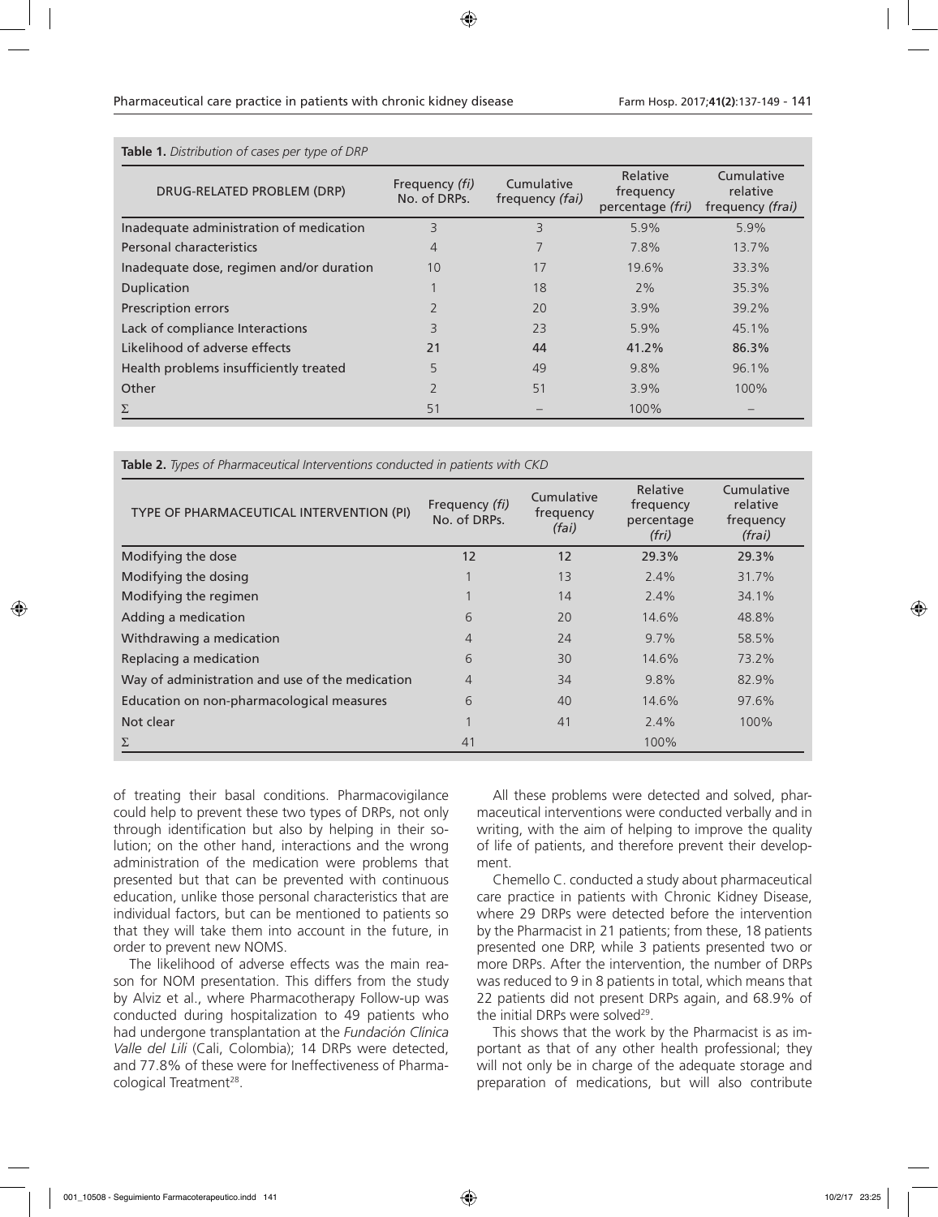**Table 1.** *Distribution of cases per type of DRP*

| DRUG-RELATED PROBLEM (DRP) | Frequency *(fi)* No. of DRPs. | Cumulative frequency *(fai)* | Relative frequency percentage *(fri)* | Cumulative relative frequency *(frai)* |
|---|---|---|---|---|
| Inadequate administration of medication | 3 | 3 | 5.9% | 5.9% |
| Personal characteristics | 4 | 7 | 7.8% | 13.7% |
| Inadequate dose, regimen and/or duration | 10 | 17 | 19.6% | 33.3% |
| Duplication | 1 | 18 | 2% | 35.3% |
| Prescription errors | 2 | 20 | 3.9% | 39.2% |
| Lack of compliance Interactions | 3 | 23 | 5.9% | 45.1% |
| Likelihood of adverse effects | **21** | **44** | **41.2%** | **86.3%** |
| Health problems insufficiently treated | 5 | 49 | 9.8% | 96.1% |
| Other | 2 | 51 | 3.9% | 100% |
| Σ | 51 | – | 100% | – |

**Table 2.** *Types of Pharmaceutical Interventions conducted in patients with CKD*

| TYPE OF PHARMACEUTICAL INTERVENTION (PI) | Frequency *(fi)* No. of DRPs. | Cumulative frequency *(fai)* | Relative frequency percentage *(fri)* | Cumulative relative frequency *(frai)* |
|---|---|---|---|---|
| Modifying the dose | **12** | **12** | **29.3%** | **29.3%** |
| Modifying the dosing | 1 | 13 | 2.4% | 31.7% |
| Modifying the regimen | 1 | 14 | 2.4% | 34.1% |
| Adding a medication | 6 | 20 | 14.6% | 48.8% |
| Withdrawing a medication | 4 | 24 | 9.7% | 58.5% |
| Replacing a medication | 6 | 30 | 14.6% | 73.2% |
| Way of administration and use of the medication | 4 | 34 | 9.8% | 82.9% |
| Education on non-pharmacological measures | 6 | 40 | 14.6% | 97.6% |
| Not clear | 1 | 41 | 2.4% | 100% |
| Σ | 41 | | 100% | |

of treating their basal conditions. Pharmacovigilance could help to prevent these two types of DRPs, not only through identification but also by helping in their solution; on the other hand, interactions and the wrong administration of the medication were problems that presented but that can be prevented with continuous education, unlike those personal characteristics that are individual factors, but can be mentioned to patients so that they will take them into account in the future, in order to prevent new NOMS.

The likelihood of adverse effects was the main reason for NOM presentation. This differs from the study by Alviz et al., where Pharmacotherapy Follow-up was conducted during hospitalization to 49 patients who had undergone transplantation at the *Fundación Clínica Valle del Lili* (Cali, Colombia); 14 DRPs were detected, and 77.8% of these were for Ineffectiveness of Pharmacological Treatment[28].

All these problems were detected and solved, pharmaceutical interventions were conducted verbally and in writing, with the aim of helping to improve the quality of life of patients, and therefore prevent their development.

Chemello C. conducted a study about pharmaceutical care practice in patients with Chronic Kidney Disease, where 29 DRPs were detected before the intervention by the Pharmacist in 21 patients; from these, 18 patients presented one DRP, while 3 patients presented two or more DRPs. After the intervention, the number of DRPs was reduced to 9 in 8 patients in total, which means that 22 patients did not present DRPs again, and 68.9% of the initial DRPs were solved[29].

This shows that the work by the Pharmacist is as important as that of any other health professional; they will not only be in charge of the adequate storage and preparation of medications, but will also contribute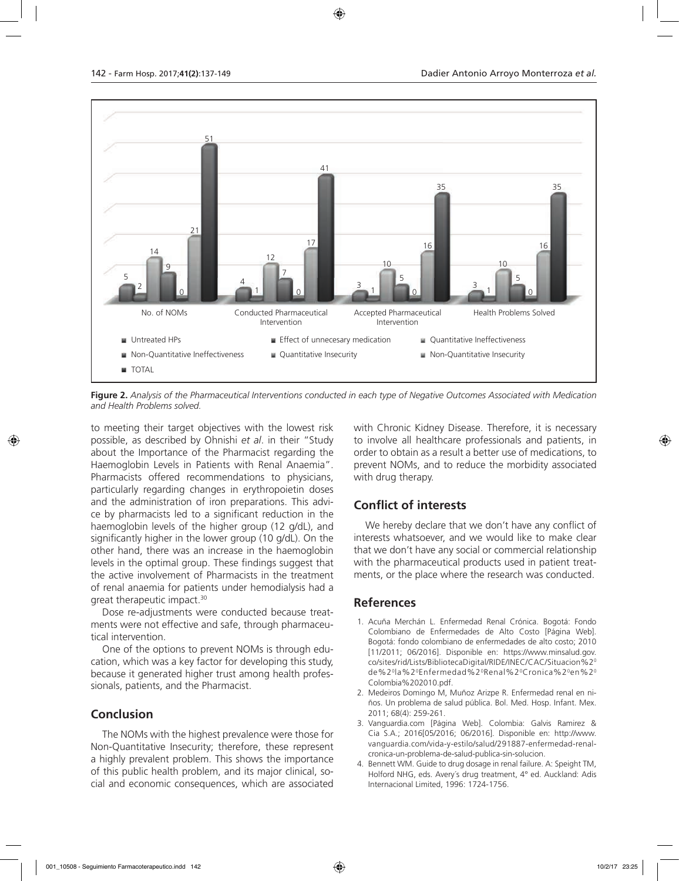Figure 2. *Analysis of the Pharmaceutical Interventions conducted in each type of Negative Outcomes Associated with Medication and Health Problems solved.*

to meeting their target objectives with the lowest risk possible, as described by Ohnishi *et al*. in their "Study about the Importance of the Pharmacist regarding the Haemoglobin Levels in Patients with Renal Anaemia". Pharmacists offered recommendations to physicians, particularly regarding changes in erythropoietin doses and the administration of iron preparations. This advice by pharmacists led to a significant reduction in the haemoglobin levels of the higher group (12 g/dL), and significantly higher in the lower group (10 g/dL). On the other hand, there was an increase in the haemoglobin levels in the optimal group. These findings suggest that the active involvement of Pharmacists in the treatment of renal anaemia for patients under hemodialysis had a great therapeutic impact.[30]

Dose re-adjustments were conducted because treatments were not effective and safe, through pharmaceutical intervention.

One of the options to prevent NOMs is through education, which was a key factor for developing this study, because it generated higher trust among health professionals, patients, and the Pharmacist.

## Conclusion

The NOMs with the highest prevalence were those for Non-Quantitative Insecurity; therefore, these represent a highly prevalent problem. This shows the importance of this public health problem, and its major clinical, social and economic consequences, which are associated with Chronic Kidney Disease. Therefore, it is necessary to involve all healthcare professionals and patients, in order to obtain as a result a better use of medications, to prevent NOMs, and to reduce the morbidity associated with drug therapy.

## Conflict of interests

We hereby declare that we don't have any conflict of interests whatsoever, and we would like to make clear that we don't have any social or commercial relationship with the pharmaceutical products used in patient treatments, or the place where the research was conducted.

## References

1. Acuña Merchán L. Enfermedad Renal Crónica. Bogotá: Fondo Colombiano de Enfermedades de Alto Costo [Página Web]. Bogotá: fondo colombiano de enfermedades de alto costo; 2010 [11/2011; 06/2016]. Disponible en: https://www.minsalud.gov.co/sites/rid/Lists/BibliotecaDigital/RIDE/INEC/CAC/Situacion%20de%20la%20Enfermedad%20Renal%20Cronica%20en%20Colombia%202010.pdf.
2. Medeiros Domingo M, Muñoz Arizpe R. Enfermedad renal en niños. Un problema de salud pública. Bol. Med. Hosp. Infant. Mex. 2011; 68(4): 259-261.
3. Vanguardia.com [Página Web]. Colombia: Galvis Ramirez & Cia S.A.; 2016[05/2016; 06/2016]. Disponible en: http://www.vanguardia.com/vida-y-estilo/salud/291887-enfermedad-renal-cronica-un-problema-de-salud-publica-sin-solucion.
4. Bennett WM. Guide to drug dosage in renal failure. A: Speight TM, Holford NHG, eds. Avery´s drug treatment, 4ª ed. Auckland: Adis Internacional Limited, 1996: 1724-1756.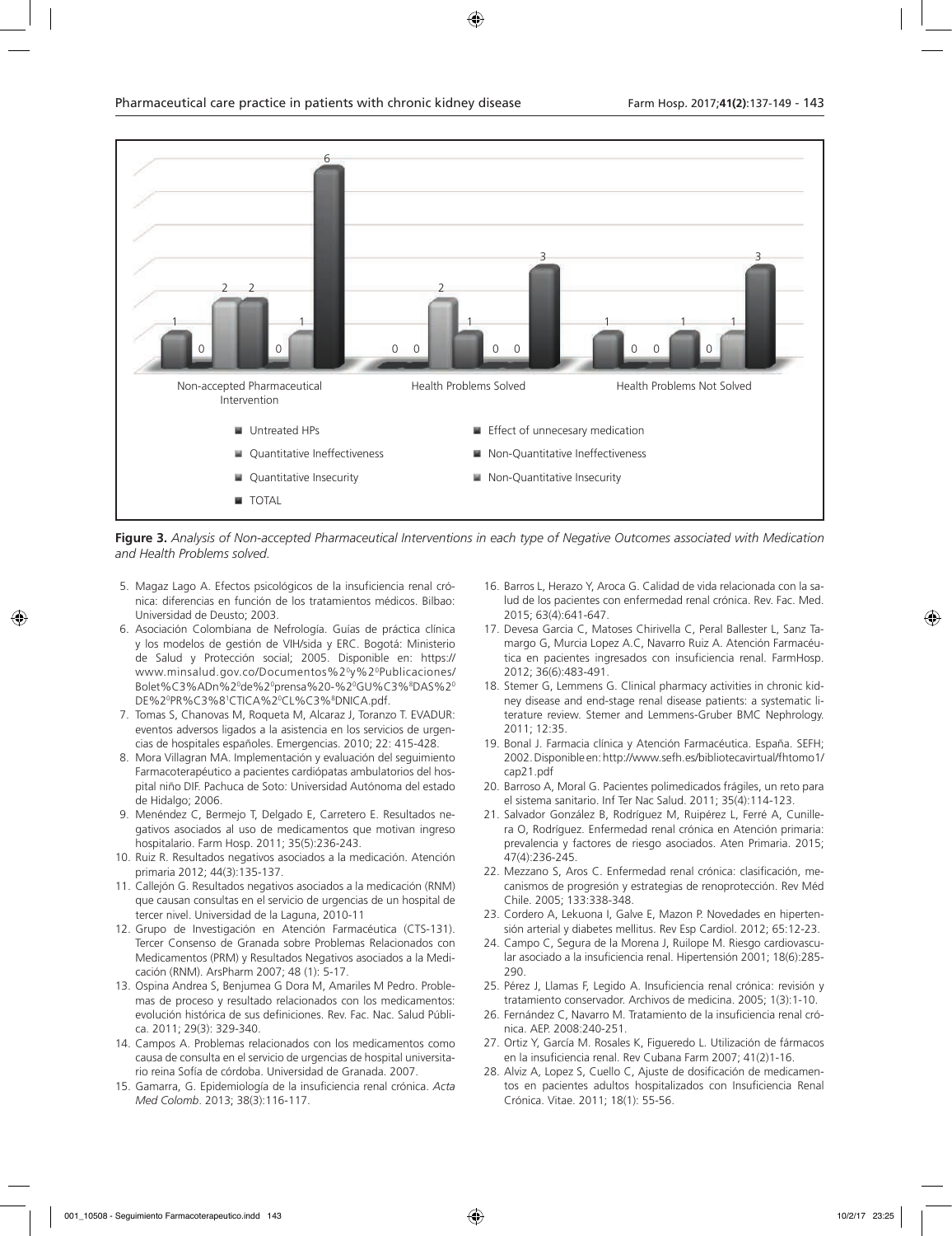**Figure 3.** *Analysis of Non-accepted Pharmaceutical Interventions in each type of Negative Outcomes associated with Medication and Health Problems solved.*

5. Magaz Lago A. Efectos psicológicos de la insuficiencia renal crónica: diferencias en función de los tratamientos médicos. Bilbao: Universidad de Deusto; 2003.
6. Asociación Colombiana de Nefrología. Guías de práctica clínica y los modelos de gestión de VIH/sida y ERC. Bogotá: Ministerio de Salud y Protección social; 2005. Disponible en: https://www.minsalud.gov.co/Documentos%20y%20Publicaciones/Bolet%C3%ADn%20de%20prensa%20-%20GU%C3%8DAS%20DE%20PR%C3%81CTICA%20CL%C3%8DNICA.pdf.
7. Tomas S, Chanovas M, Roqueta M, Alcaraz J, Toranzo T. EVADUR: eventos adversos ligados a la asistencia en los servicios de urgencias de hospitales españoles. Emergencias. 2010; 22: 415-428.
8. Mora Villagran MA. Implementación y evaluación del seguimiento Farmacoterapéutico a pacientes cardiópatas ambulatorios del hospital niño DIF. Pachuca de Soto: Universidad Autónoma del estado de Hidalgo; 2006.
9. Menéndez C, Bermejo T, Delgado E, Carretero E. Resultados negativos asociados al uso de medicamentos que motivan ingreso hospitalario. Farm Hosp. 2011; 35(5):236-243.
10. Ruiz R. Resultados negativos asociados a la medicación. Atención primaria 2012; 44(3):135-137.
11. Callejón G. Resultados negativos asociados a la medicación (RNM) que causan consultas en el servicio de urgencias de un hospital de tercer nivel. Universidad de la Laguna, 2010-11
12. Grupo de Investigación en Atención Farmacéutica (CTS-131). Tercer Consenso de Granada sobre Problemas Relacionados con Medicamentos (PRM) y Resultados Negativos asociados a la Medicación (RNM). ArsPharm 2007; 48 (1): 5-17.
13. Ospina Andrea S, Benjumea G Dora M, Amariles M Pedro. Problemas de proceso y resultado relacionados con los medicamentos: evolución histórica de sus definiciones. Rev. Fac. Nac. Salud Pública. 2011; 29(3): 329-340.
14. Campos A. Problemas relacionados con los medicamentos como causa de consulta en el servicio de urgencias de hospital universitario reina Sofía de córdoba. Universidad de Granada. 2007.
15. Gamarra, G. Epidemiología de la insuficiencia renal crónica. *Acta Med Colomb*. 2013; 38(3):116-117.
16. Barros L, Herazo Y, Aroca G. Calidad de vida relacionada con la salud de los pacientes con enfermedad renal crónica. Rev. Fac. Med. 2015; 63(4):641-647.
17. Devesa Garcia C, Matoses Chirivella C, Peral Ballester L, Sanz Tamargo G, Murcia Lopez A.C, Navarro Ruiz A. Atención Farmacéutica en pacientes ingresados con insuficiencia renal. FarmHosp. 2012; 36(6):483-491.
18. Stemer G, Lemmens G. Clinical pharmacy activities in chronic kidney disease and end-stage renal disease patients: a systematic literature review. Stemer and Lemmens-Gruber BMC Nephrology. 2011; 12:35.
19. Bonal J. Farmacia clínica y Atención Farmacéutica. España. SEFH; 2002. Disponible en: http://www.sefh.es/bibliotecavirtual/fhtomo1/cap21.pdf
20. Barroso A, Moral G. Pacientes polimedicados frágiles, un reto para el sistema sanitario. Inf Ter Nac Salud. 2011; 35(4):114-123.
21. Salvador González B, Rodríguez M, Ruipérez L, Ferré A, Cunillera O, Rodríguez. Enfermedad renal crónica en Atención primaria: prevalencia y factores de riesgo asociados. Aten Primaria. 2015; 47(4):236-245.
22. Mezzano S, Aros C. Enfermedad renal crónica: clasificación, mecanismos de progresión y estrategias de renoprotección. Rev Méd Chile. 2005; 133:338-348.
23. Cordero A, Lekuona I, Galve E, Mazon P. Novedades en hipertensión arterial y diabetes mellitus. Rev Esp Cardiol. 2012; 65:12-23.
24. Campo C, Segura de la Morena J, Ruilope M. Riesgo cardiovascular asociado a la insuficiencia renal. Hipertensión 2001; 18(6):285-290.
25. Pérez J, Llamas F, Legido A. Insuficiencia renal crónica: revisión y tratamiento conservador. Archivos de medicina. 2005; 1(3):1-10.
26. Fernández C, Navarro M. Tratamiento de la insuficiencia renal crónica. AEP. 2008:240-251.
27. Ortiz Y, García M. Rosales K, Figueredo L. Utilización de fármacos en la insuficiencia renal. Rev Cubana Farm 2007; 41(2)1-16.
28. Alviz A, Lopez S, Cuello C, Ajuste de dosificación de medicamentos en pacientes adultos hospitalizados con Insuficiencia Renal Crónica. Vitae. 2011; 18(1): 55-56.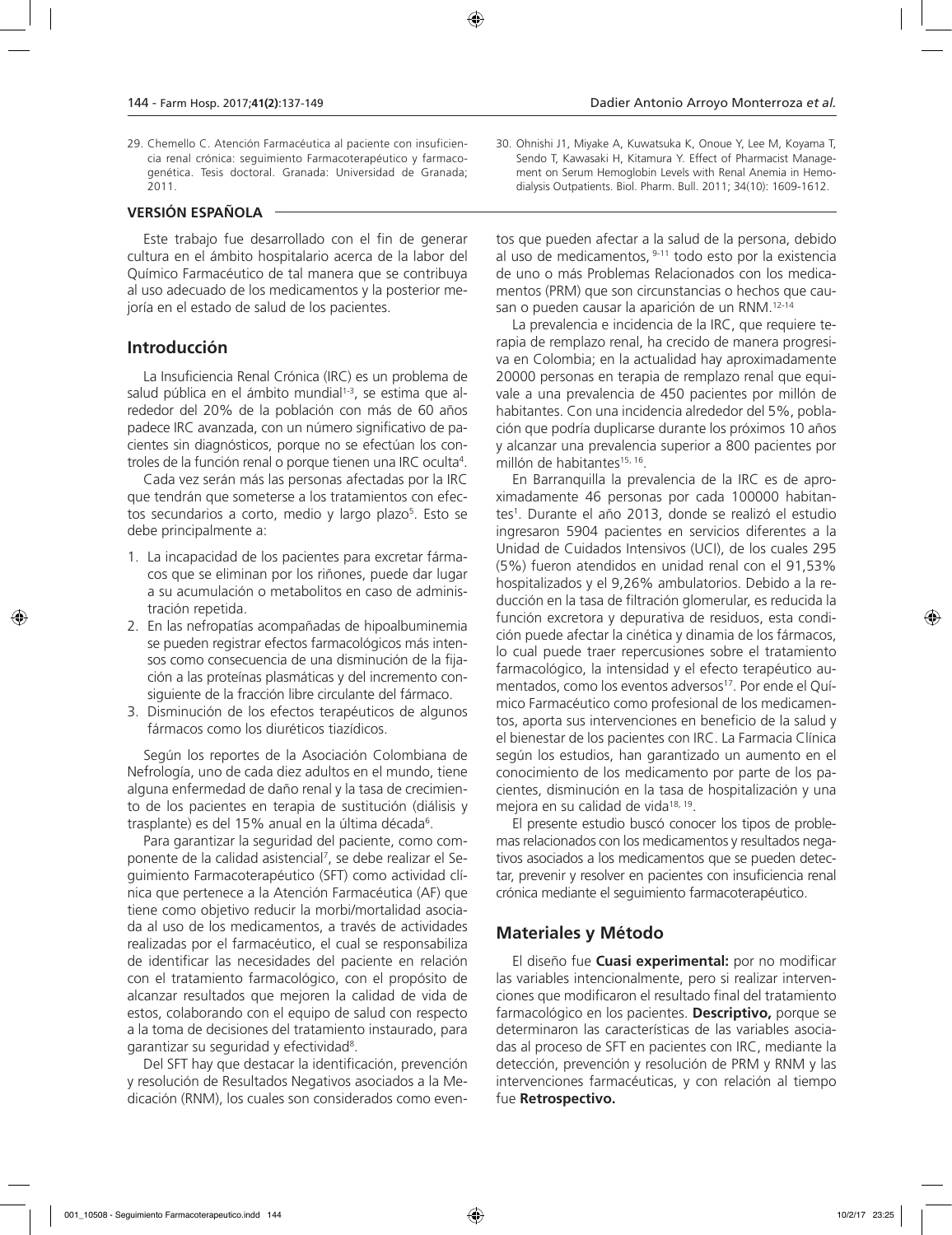29. Chemello C. Atención Farmacéutica al paciente con insuficiencia renal crónica: seguimiento Farmacoterapéutico y farmacogenética. Tesis doctoral. Granada: Universidad de Granada; 2011.

30. Ohnishi J1, Miyake A, Kuwatsuka K, Onoue Y, Lee M, Koyama T, Sendo T, Kawasaki H, Kitamura Y. Effect of Pharmacist Management on Serum Hemoglobin Levels with Renal Anemia in Hemodialysis Outpatients. Biol. Pharm. Bull. 2011; 34(10): 1609-1612.

## VERSIÓN ESPAÑOLA

Este trabajo fue desarrollado con el fin de generar cultura en el ámbito hospitalario acerca de la labor del Químico Farmacéutico de tal manera que se contribuya al uso adecuado de los medicamentos y la posterior mejoría en el estado de salud de los pacientes.

## Introducción

La Insuficiencia Renal Crónica (IRC) es un problema de salud pública en el ámbito mundial[1-3], se estima que alrededor del 20% de la población con más de 60 años padece IRC avanzada, con un número significativo de pacientes sin diagnósticos, porque no se efectúan los controles de la función renal o porque tienen una IRC oculta[4].

Cada vez serán más las personas afectadas por la IRC que tendrán que someterse a los tratamientos con efectos secundarios a corto, medio y largo plazo[5]. Esto se debe principalmente a:

1. La incapacidad de los pacientes para excretar fármacos que se eliminan por los riñones, puede dar lugar a su acumulación o metabolitos en caso de administración repetida.
2. En las nefropatías acompañadas de hipoalbuminemia se pueden registrar efectos farmacológicos más intensos como consecuencia de una disminución de la fijación a las proteínas plasmáticas y del incremento consiguiente de la fracción libre circulante del fármaco.
3. Disminución de los efectos terapéuticos de algunos fármacos como los diuréticos tiazídicos.

Según los reportes de la Asociación Colombiana de Nefrología, uno de cada diez adultos en el mundo, tiene alguna enfermedad de daño renal y la tasa de crecimiento de los pacientes en terapia de sustitución (diálisis y trasplante) es del 15% anual en la última década[6].

Para garantizar la seguridad del paciente, como componente de la calidad asistencial[7], se debe realizar el Seguimiento Farmacoterapéutico (SFT) como actividad clínica que pertenece a la Atención Farmacéutica (AF) que tiene como objetivo reducir la morbi/mortalidad asociada al uso de los medicamentos, a través de actividades realizadas por el farmacéutico, el cual se responsabiliza de identificar las necesidades del paciente en relación con el tratamiento farmacológico, con el propósito de alcanzar resultados que mejoren la calidad de vida de estos, colaborando con el equipo de salud con respecto a la toma de decisiones del tratamiento instaurado, para garantizar su seguridad y efectividad[8].

Del SFT hay que destacar la identificación, prevención y resolución de Resultados Negativos asociados a la Medicación (RNM), los cuales son considerados como eventos que pueden afectar a la salud de la persona, debido al uso de medicamentos, [9-11] todo esto por la existencia de uno o más Problemas Relacionados con los medicamentos (PRM) que son circunstancias o hechos que causan o pueden causar la aparición de un RNM.[12-14]

La prevalencia e incidencia de la IRC, que requiere terapia de remplazo renal, ha crecido de manera progresiva en Colombia; en la actualidad hay aproximadamente 20000 personas en terapia de remplazo renal que equivale a una prevalencia de 450 pacientes por millón de habitantes. Con una incidencia alrededor del 5%, población que podría duplicarse durante los próximos 10 años y alcanzar una prevalencia superior a 800 pacientes por millón de habitantes[15, 16].

En Barranquilla la prevalencia de la IRC es de aproximadamente 46 personas por cada 100000 habitantes[1]. Durante el año 2013, donde se realizó el estudio ingresaron 5904 pacientes en servicios diferentes a la Unidad de Cuidados Intensivos (UCI), de los cuales 295 (5%) fueron atendidos en unidad renal con el 91,53% hospitalizados y el 9,26% ambulatorios. Debido a la reducción en la tasa de filtración glomerular, es reducida la función excretora y depurativa de residuos, esta condición puede afectar la cinética y dinamia de los fármacos, lo cual puede traer repercusiones sobre el tratamiento farmacológico, la intensidad y el efecto terapéutico aumentados, como los eventos adversos[17]. Por ende el Químico Farmacéutico como profesional de los medicamentos, aporta sus intervenciones en beneficio de la salud y el bienestar de los pacientes con IRC. La Farmacia Clínica según los estudios, han garantizado un aumento en el conocimiento de los medicamento por parte de los pacientes, disminución en la tasa de hospitalización y una mejora en su calidad de vida[18, 19].

El presente estudio buscó conocer los tipos de problemas relacionados con los medicamentos y resultados negativos asociados a los medicamentos que se pueden detectar, prevenir y resolver en pacientes con insuficiencia renal crónica mediante el seguimiento farmacoterapéutico.

## Materiales y Método

El diseño fue **Cuasi experimental:** por no modificar las variables intencionalmente, pero si realizar intervenciones que modificaron el resultado final del tratamiento farmacológico en los pacientes. **Descriptivo,** porque se determinaron las características de las variables asociadas al proceso de SFT en pacientes con IRC, mediante la detección, prevención y resolución de PRM y RNM y las intervenciones farmacéuticas, y con relación al tiempo fue **Retrospectivo.**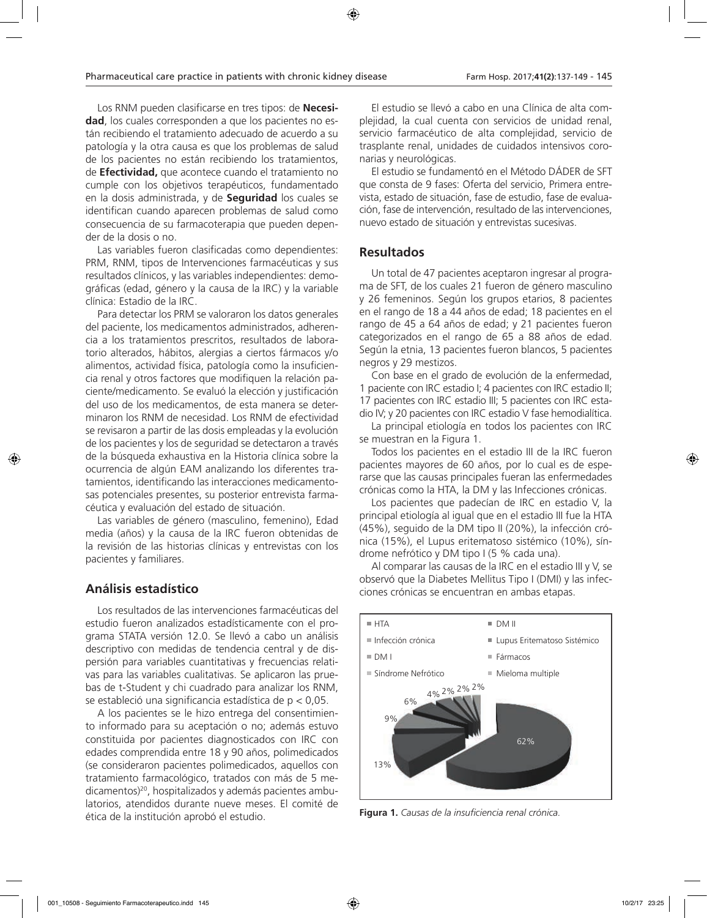Los RNM pueden clasificarse en tres tipos: de **Necesidad**, los cuales corresponden a que los pacientes no están recibiendo el tratamiento adecuado de acuerdo a su patología y la otra causa es que los problemas de salud de los pacientes no están recibiendo los tratamientos, de **Efectividad,** que acontece cuando el tratamiento no cumple con los objetivos terapéuticos, fundamentado en la dosis administrada, y de **Seguridad** los cuales se identifican cuando aparecen problemas de salud como consecuencia de su farmacoterapia que pueden depender de la dosis o no.

Las variables fueron clasificadas como dependientes: PRM, RNM, tipos de Intervenciones farmacéuticas y sus resultados clínicos, y las variables independientes: demográficas (edad, género y la causa de la IRC) y la variable clínica: Estadio de la IRC.

Para detectar los PRM se valoraron los datos generales del paciente, los medicamentos administrados, adherencia a los tratamientos prescritos, resultados de laboratorio alterados, hábitos, alergias a ciertos fármacos y/o alimentos, actividad física, patología como la insuficiencia renal y otros factores que modifiquen la relación paciente/medicamento. Se evaluó la elección y justificación del uso de los medicamentos, de esta manera se determinaron los RNM de necesidad. Los RNM de efectividad se revisaron a partir de las dosis empleadas y la evolución de los pacientes y los de seguridad se detectaron a través de la búsqueda exhaustiva en la Historia clínica sobre la ocurrencia de algún EAM analizando los diferentes tratamientos, identificando las interacciones medicamentosas potenciales presentes, su posterior entrevista farmacéutica y evaluación del estado de situación.

Las variables de género (masculino, femenino), Edad media (años) y la causa de la IRC fueron obtenidas de la revisión de las historias clínicas y entrevistas con los pacientes y familiares.

## Análisis estadístico

Los resultados de las intervenciones farmacéuticas del estudio fueron analizados estadísticamente con el programa STATA versión 12.0. Se llevó a cabo un análisis descriptivo con medidas de tendencia central y de dispersión para variables cuantitativas y frecuencias relativas para las variables cualitativas. Se aplicaron las pruebas de t-Student y chi cuadrado para analizar los RNM, se estableció una significancia estadística de $p < 0,05$.

A los pacientes se le hizo entrega del consentimiento informado para su aceptación o no; además estuvo constituida por pacientes diagnosticados con IRC con edades comprendida entre 18 y 90 años, polimedicados (se consideraron pacientes polimedicados, aquellos con tratamiento farmacológico, tratados con más de 5 medicamentos)[20], hospitalizados y además pacientes ambulatorios, atendidos durante nueve meses. El comité de ética de la institución aprobó el estudio.

El estudio se llevó a cabo en una Clínica de alta complejidad, la cual cuenta con servicios de unidad renal, servicio farmacéutico de alta complejidad, servicio de trasplante renal, unidades de cuidados intensivos coronarias y neurológicas.

El estudio se fundamentó en el Método DÁDER de SFT que consta de 9 fases: Oferta del servicio, Primera entrevista, estado de situación, fase de estudio, fase de evaluación, fase de intervención, resultado de las intervenciones, nuevo estado de situación y entrevistas sucesivas.

## Resultados

Un total de 47 pacientes aceptaron ingresar al programa de SFT, de los cuales 21 fueron de género masculino y 26 femeninos. Según los grupos etarios, 8 pacientes en el rango de 18 a 44 años de edad; 18 pacientes en el rango de 45 a 64 años de edad; y 21 pacientes fueron categorizados en el rango de 65 a 88 años de edad. Según la etnia, 13 pacientes fueron blancos, 5 pacientes negros y 29 mestizos.

Con base en el grado de evolución de la enfermedad, 1 paciente con IRC estadio I; 4 pacientes con IRC estadio II; 17 pacientes con IRC estadio III; 5 pacientes con IRC estadio IV; y 20 pacientes con IRC estadio V fase hemodialítica.

La principal etiología en todos los pacientes con IRC se muestran en la Figura 1.

Todos los pacientes en el estadio III de la IRC fueron pacientes mayores de 60 años, por lo cual es de esperarse que las causas principales fueran las enfermedades crónicas como la HTA, la DM y las Infecciones crónicas.

Los pacientes que padecían de IRC en estadio V, la principal etiología al igual que en el estadio III fue la HTA (45%), seguido de la DM tipo II (20%), la infección crónica (15%), el Lupus eritematoso sistémico (10%), síndrome nefrótico y DM tipo I (5 % cada una).

Al comparar las causas de la IRC en el estadio III y V, se observó que la Diabetes Mellitus Tipo I (DMI) y las infecciones crónicas se encuentran en ambas etapas.

HTA · DM II · Infección crónica · Lupus Eritematoso Sistémico · DM I · Fármacos · Síndrome Nefrótico · Mieloma multiple

62% · 13% · 9% · 6% · 4% · 2% · 2% · 2%

**Figura 1.** *Causas de la insuficiencia renal crónica.*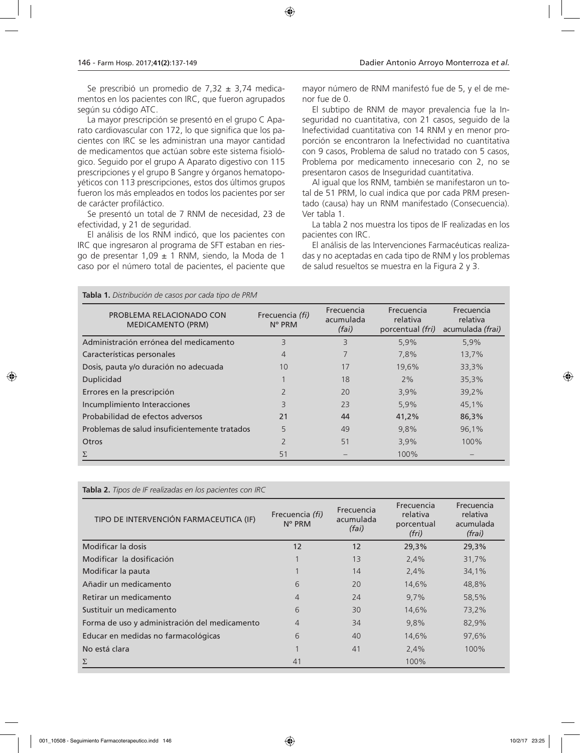Se prescribió un promedio de 7,32 ± 3,74 medicamentos en los pacientes con IRC, que fueron agrupados según su código ATC.

La mayor prescripción se presentó en el grupo C Aparato cardiovascular con 172, lo que significa que los pacientes con IRC se les administran una mayor cantidad de medicamentos que actúan sobre este sistema fisiológico. Seguido por el grupo A Aparato digestivo con 115 prescripciones y el grupo B Sangre y órganos hematopoyéticos con 113 prescripciones, estos dos últimos grupos fueron los más empleados en todos los pacientes por ser de carácter profiláctico.

Se presentó un total de 7 RNM de necesidad, 23 de efectividad, y 21 de seguridad.

El análisis de los RNM indicó, que los pacientes con IRC que ingresaron al programa de SFT estaban en riesgo de presentar 1,09 ± 1 RNM, siendo, la Moda de 1 caso por el número total de pacientes, el paciente que mayor número de RNM manifestó fue de 5, y el de menor fue de 0.

El subtipo de RNM de mayor prevalencia fue la Inseguridad no cuantitativa, con 21 casos, seguido de la Inefectividad cuantitativa con 14 RNM y en menor proporción se encontraron la Inefectividad no cuantitativa con 9 casos, Problema de salud no tratado con 5 casos, Problema por medicamento innecesario con 2, no se presentaron casos de Inseguridad cuantitativa.

Al igual que los RNM, también se manifestaron un total de 51 PRM, lo cual indica que por cada PRM presentado (causa) hay un RNM manifestado (Consecuencia). Ver tabla 1.

La tabla 2 nos muestra los tipos de IF realizadas en los pacientes con IRC.

El análisis de las Intervenciones Farmacéuticas realizadas y no aceptadas en cada tipo de RNM y los problemas de salud resueltos se muestra en la Figura 2 y 3.

**Tabla 1.** *Distribución de casos por cada tipo de PRM*

| PROBLEMA RELACIONADO CON MEDICAMENTO (PRM) | Frecuencia *(fi)* N° PRM | Frecuencia acumulada *(fai)* | Frecuencia relativa porcentual *(fri)* | Frecuencia relativa acumulada *(frai)* |
|---|---|---|---|---|
| Administración errónea del medicamento | 3 | 3 | 5,9% | 5,9% |
| Características personales | 4 | 7 | 7,8% | 13,7% |
| Dosis, pauta y/o duración no adecuada | 10 | 17 | 19,6% | 33,3% |
| Duplicidad | 1 | 18 | 2% | 35,3% |
| Errores en la prescripción | 2 | 20 | 3,9% | 39,2% |
| Incumplimiento Interacciones | 3 | 23 | 5,9% | 45,1% |
| Probabilidad de efectos adversos | **21** | **44** | **41,2%** | **86,3%** |
| Problemas de salud insuficientemente tratados | 5 | 49 | 9,8% | 96,1% |
| Otros | 2 | 51 | 3,9% | 100% |
| Σ | 51 | – | 100% | – |

**Tabla 2.** *Tipos de IF realizadas en los pacientes con IRC*

| TIPO DE INTERVENCIÓN FARMACEUTICA (IF) | Frecuencia *(fi)* N° PRM | Frecuencia acumulada *(fai)* | Frecuencia relativa porcentual *(fri)* | Frecuencia relativa acumulada *(frai)* |
|---|---|---|---|---|
| Modificar la dosis | **12** | **12** | **29,3%** | **29,3%** |
| Modificar la dosificación | 1 | 13 | 2,4% | 31,7% |
| Modificar la pauta | 1 | 14 | 2,4% | 34,1% |
| Añadir un medicamento | 6 | 20 | 14,6% | 48,8% |
| Retirar un medicamento | 4 | 24 | 9,7% | 58,5% |
| Sustituir un medicamento | 6 | 30 | 14,6% | 73,2% |
| Forma de uso y administración del medicamento | 4 | 34 | 9,8% | 82,9% |
| Educar en medidas no farmacológicas | 6 | 40 | 14,6% | 97,6% |
| No está clara | 1 | 41 | 2,4% | 100% |
| Σ | 41 | | 100% | |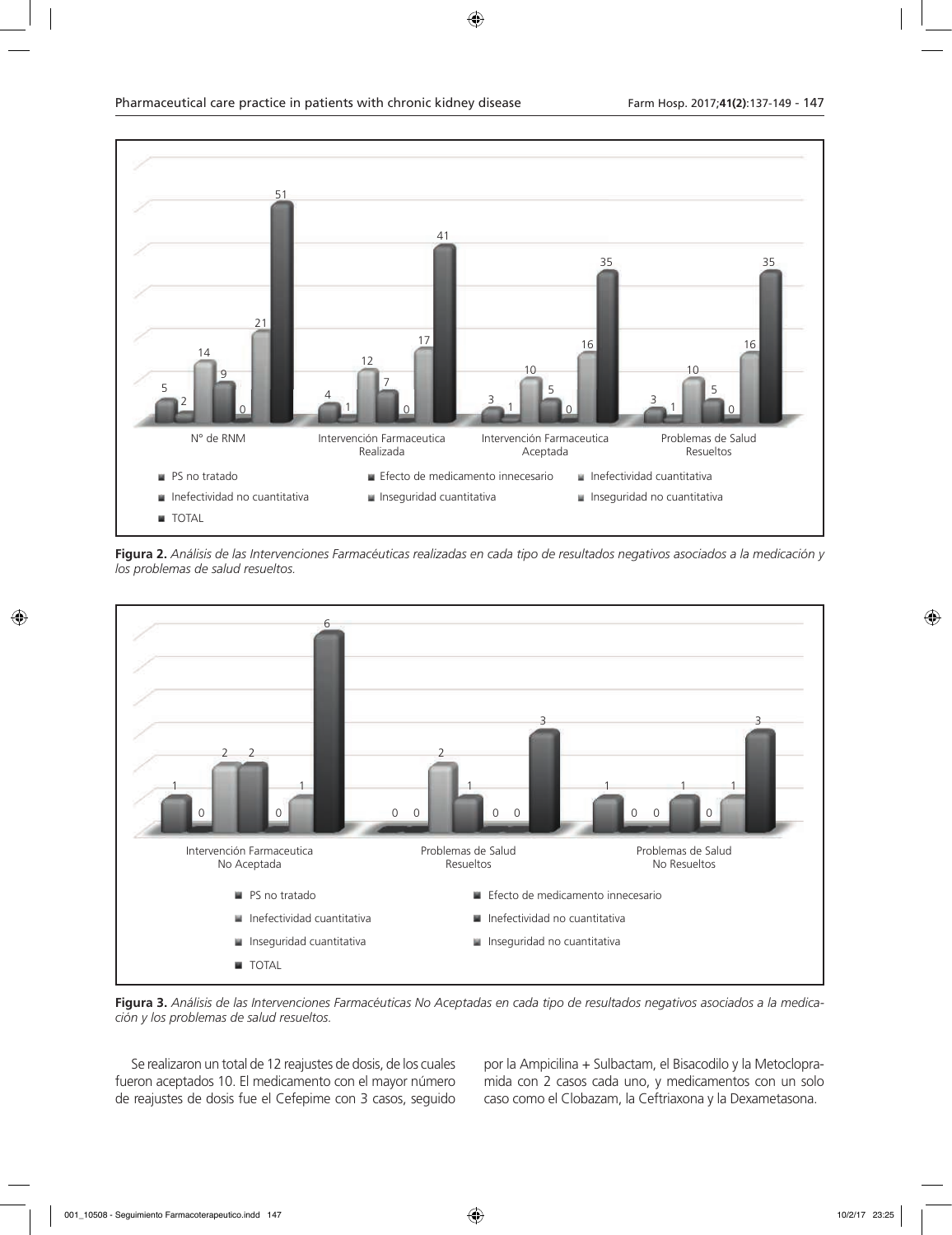**Figura 2.** *Análisis de las Intervenciones Farmacéuticas realizadas en cada tipo de resultados negativos asociados a la medicación y los problemas de salud resueltos.*

**Figura 3.** *Análisis de las Intervenciones Farmacéuticas No Aceptadas en cada tipo de resultados negativos asociados a la medicación y los problemas de salud resueltos.*

Se realizaron un total de 12 reajustes de dosis, de los cuales fueron aceptados 10. El medicamento con el mayor número de reajustes de dosis fue el Cefepime con 3 casos, seguido por la Ampicilina + Sulbactam, el Bisacodilo y la Metoclopramida con 2 casos cada uno, y medicamentos con un solo caso como el Clobazam, la Ceftriaxona y la Dexametasona.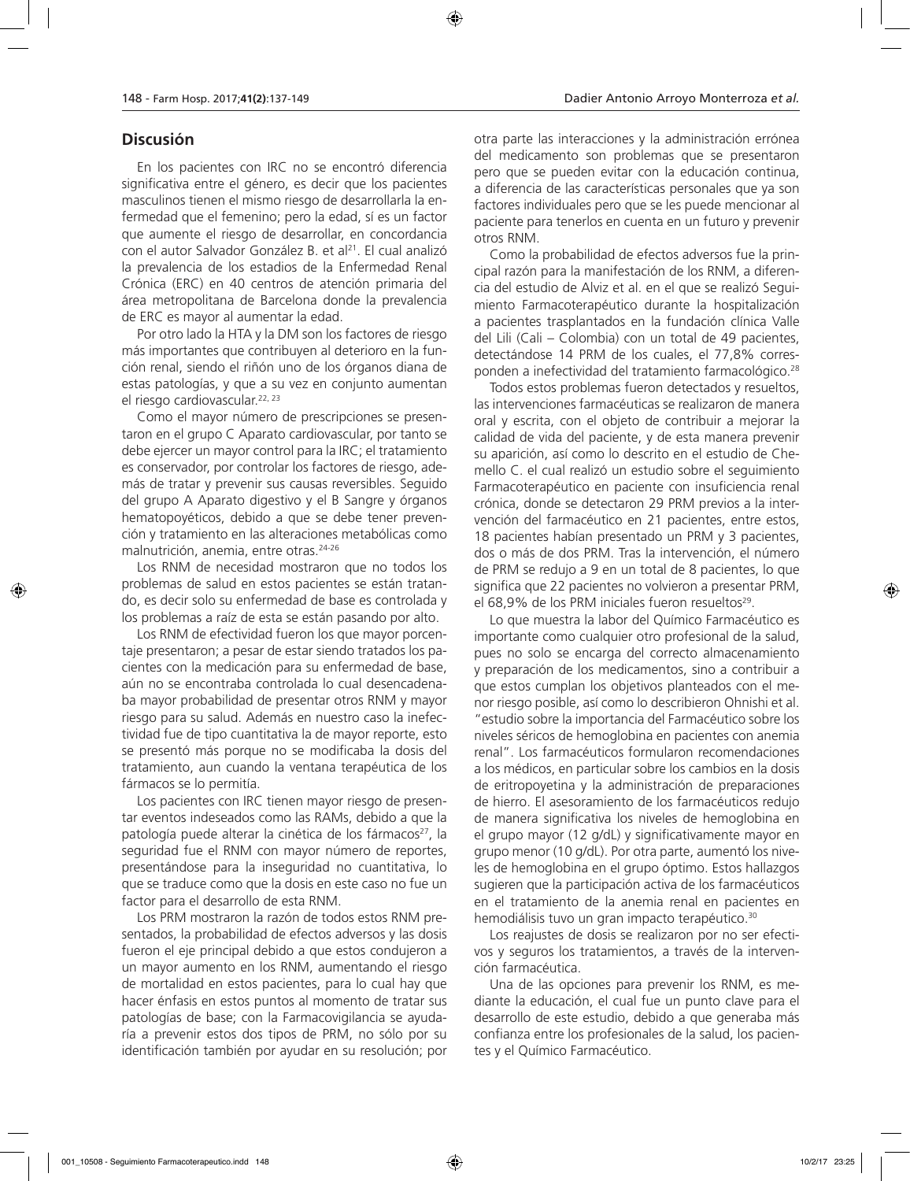## Discusión

En los pacientes con IRC no se encontró diferencia significativa entre el género, es decir que los pacientes masculinos tienen el mismo riesgo de desarrollarla la enfermedad que el femenino; pero la edad, sí es un factor que aumente el riesgo de desarrollar, en concordancia con el autor Salvador González B. et al[21]. El cual analizó la prevalencia de los estadios de la Enfermedad Renal Crónica (ERC) en 40 centros de atención primaria del área metropolitana de Barcelona donde la prevalencia de ERC es mayor al aumentar la edad.

Por otro lado la HTA y la DM son los factores de riesgo más importantes que contribuyen al deterioro en la función renal, siendo el riñón uno de los órganos diana de estas patologías, y que a su vez en conjunto aumentan el riesgo cardiovascular.[22, 23]

Como el mayor número de prescripciones se presentaron en el grupo C Aparato cardiovascular, por tanto se debe ejercer un mayor control para la IRC; el tratamiento es conservador, por controlar los factores de riesgo, además de tratar y prevenir sus causas reversibles. Seguido del grupo A Aparato digestivo y el B Sangre y órganos hematopoyéticos, debido a que se debe tener prevención y tratamiento en las alteraciones metabólicas como malnutrición, anemia, entre otras.[24-26]

Los RNM de necesidad mostraron que no todos los problemas de salud en estos pacientes se están tratando, es decir solo su enfermedad de base es controlada y los problemas a raíz de esta se están pasando por alto.

Los RNM de efectividad fueron los que mayor porcentaje presentaron; a pesar de estar siendo tratados los pacientes con la medicación para su enfermedad de base, aún no se encontraba controlada lo cual desencadenaba mayor probabilidad de presentar otros RNM y mayor riesgo para su salud. Además en nuestro caso la inefectividad fue de tipo cuantitativa la de mayor reporte, esto se presentó más porque no se modificaba la dosis del tratamiento, aun cuando la ventana terapéutica de los fármacos se lo permitía.

Los pacientes con IRC tienen mayor riesgo de presentar eventos indeseados como las RAMs, debido a que la patología puede alterar la cinética de los fármacos[27], la seguridad fue el RNM con mayor número de reportes, presentándose para la inseguridad no cuantitativa, lo que se traduce como que la dosis en este caso no fue un factor para el desarrollo de esta RNM.

Los PRM mostraron la razón de todos estos RNM presentados, la probabilidad de efectos adversos y las dosis fueron el eje principal debido a que estos condujeron a un mayor aumento en los RNM, aumentando el riesgo de mortalidad en estos pacientes, para lo cual hay que hacer énfasis en estos puntos al momento de tratar sus patologías de base; con la Farmacovigilancia se ayudaría a prevenir estos dos tipos de PRM, no sólo por su identificación también por ayudar en su resolución; por otra parte las interacciones y la administración errónea del medicamento son problemas que se presentaron pero que se pueden evitar con la educación continua, a diferencia de las características personales que ya son factores individuales pero que se les puede mencionar al paciente para tenerlos en cuenta en un futuro y prevenir otros RNM.

Como la probabilidad de efectos adversos fue la principal razón para la manifestación de los RNM, a diferencia del estudio de Alviz et al. en el que se realizó Seguimiento Farmacoterapéutico durante la hospitalización a pacientes trasplantados en la fundación clínica Valle del Lili (Cali – Colombia) con un total de 49 pacientes, detectándose 14 PRM de los cuales, el 77,8% corresponden a inefectividad del tratamiento farmacológico.[28]

Todos estos problemas fueron detectados y resueltos, las intervenciones farmacéuticas se realizaron de manera oral y escrita, con el objeto de contribuir a mejorar la calidad de vida del paciente, y de esta manera prevenir su aparición, así como lo descrito en el estudio de Chemello C. el cual realizó un estudio sobre el seguimiento Farmacoterapéutico en paciente con insuficiencia renal crónica, donde se detectaron 29 PRM previos a la intervención del farmacéutico en 21 pacientes, entre estos, 18 pacientes habían presentado un PRM y 3 pacientes, dos o más de dos PRM. Tras la intervención, el número de PRM se redujo a 9 en un total de 8 pacientes, lo que significa que 22 pacientes no volvieron a presentar PRM, el 68,9% de los PRM iniciales fueron resueltos[29].

Lo que muestra la labor del Químico Farmacéutico es importante como cualquier otro profesional de la salud, pues no solo se encarga del correcto almacenamiento y preparación de los medicamentos, sino a contribuir a que estos cumplan los objetivos planteados con el menor riesgo posible, así como lo describieron Ohnhishi et al. "estudio sobre la importancia del Farmacéutico sobre los niveles séricos de hemoglobina en pacientes con anemia renal". Los farmacéuticos formularon recomendaciones a los médicos, en particular sobre los cambios en la dosis de eritropoyetina y la administración de preparaciones de hierro. El asesoramiento de los farmacéuticos redujo de manera significativa los niveles de hemoglobina en el grupo mayor (12 g/dL) y significativamente mayor en grupo menor (10 g/dL). Por otra parte, aumentó los niveles de hemoglobina en el grupo óptimo. Estos hallazgos sugieren que la participación activa de los farmacéuticos en el tratamiento de la anemia renal en pacientes en hemodiálisis tuvo un gran impacto terapéutico.[30]

Los reajustes de dosis se realizaron por no ser efectivos y seguros los tratamientos, a través de la intervención farmacéutica.

Una de las opciones para prevenir los RNM, es mediante la educación, el cual fue un punto clave para el desarrollo de este estudio, debido a que generaba más confianza entre los profesionales de la salud, los pacientes y el Químico Farmacéutico.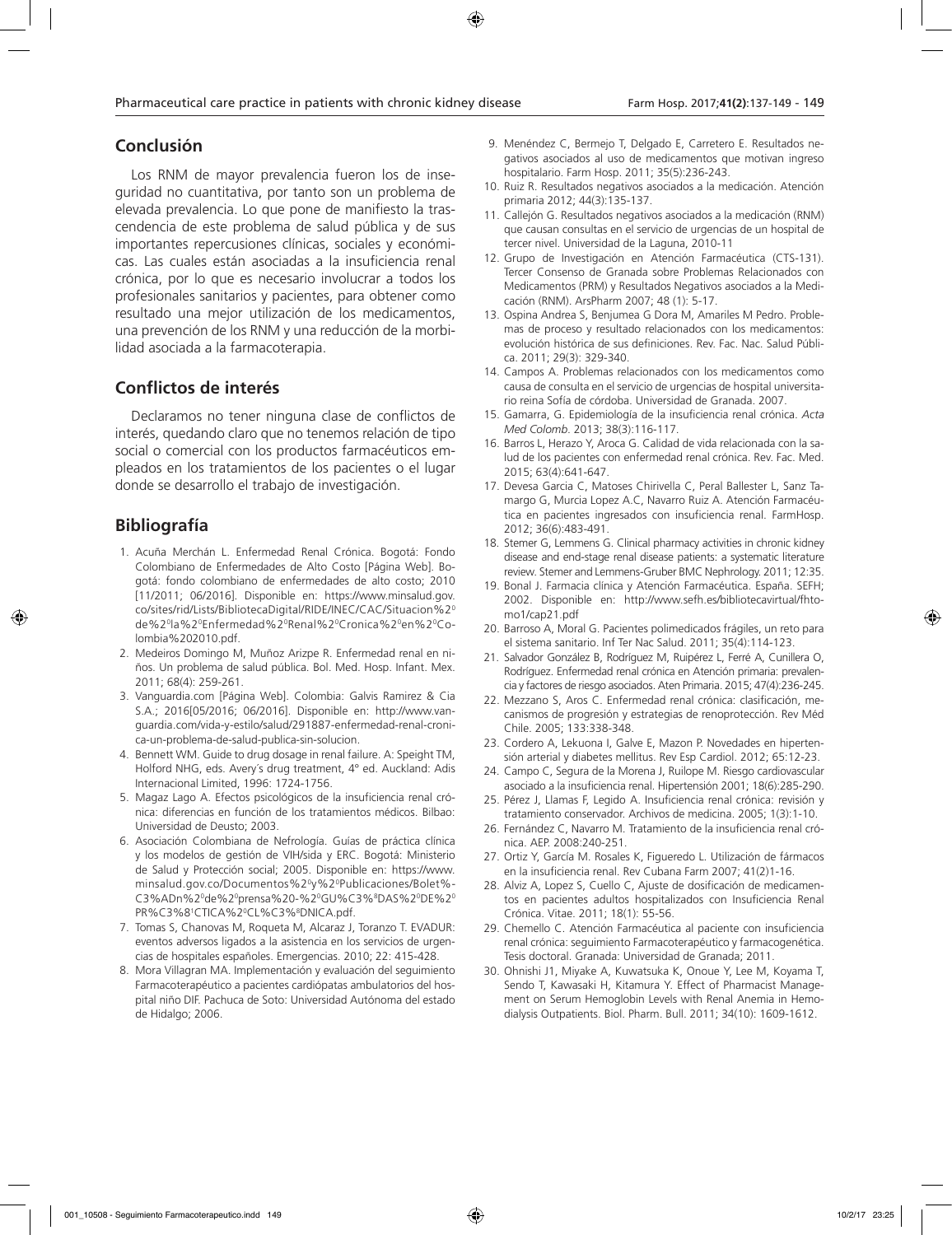## Conclusión

Los RNM de mayor prevalencia fueron los de inseguridad no cuantitativa, por tanto son un problema de elevada prevalencia. Lo que pone de manifiesto la trascendencia de este problema de salud pública y de sus importantes repercusiones clínicas, sociales y económicas. Las cuales están asociadas a la insuficiencia renal crónica, por lo que es necesario involucrar a todos los profesionales sanitarios y pacientes, para obtener como resultado una mejor utilización de los medicamentos, una prevención de los RNM y una reducción de la morbilidad asociada a la farmacoterapia.

## Conflictos de interés

Declaramos no tener ninguna clase de conflictos de interés, quedando claro que no tenemos relación de tipo social o comercial con los productos farmacéuticos empleados en los tratamientos de los pacientes o el lugar donde se desarrollo el trabajo de investigación.

## Bibliografía

1. Acuña Merchán L. Enfermedad Renal Crónica. Bogotá: Fondo Colombiano de Enfermedades de Alto Costo [Página Web]. Bogotá: fondo colombiano de enfermedades de alto costo; 2010 [11/2011; 06/2016]. Disponible en: https://www.minsalud.gov.co/sites/rid/Lists/BibliotecaDigital/RIDE/INEC/CAC/Situacion%20de%20la%20Enfermedad%20Renal%20Cronica%20en%20Colombia%202010.pdf.
2. Medeiros Domingo M, Muñoz Arizpe R. Enfermedad renal en niños. Un problema de salud pública. Bol. Med. Hosp. Infant. Mex. 2011; 68(4): 259-261.
3. Vanguardia.com [Página Web]. Colombia: Galvis Ramirez & Cia S.A.; 2016[05/2016; 06/2016]. Disponible en: http://www.vanguardia.com/vida-y-estilo/salud/291887-enfermedad-renal-cronica-un-problema-de-salud-publica-sin-solucion.
4. Bennett WM. Guide to drug dosage in renal failure. A: Speight TM, Holford NHG, eds. Avery´s drug treatment, 4° ed. Auckland: Adis Internacional Limited, 1996: 1724-1756.
5. Magaz Lago A. Efectos psicológicos de la insuficiencia renal crónica: diferencias en función de los tratamientos médicos. Bilbao: Universidad de Deusto; 2003.
6. Asociación Colombiana de Nefrología. Guías de práctica clínica y los modelos de gestión de VIH/sida y ERC. Bogotá: Ministerio de Salud y Protección social; 2005. Disponible en: https://www.minsalud.gov.co/Documentos%20y%20Publicaciones/Bolet%C3%ADn%20de%20prensa%20-%20GU%C3%8DAS%20DE%20PR%C3%81CTICA%20CL%C3%8DNICA.pdf.
7. Tomas S, Chanovas M, Roqueta M, Alcaraz J, Toranzo T. EVADUR: eventos adversos ligados a la asistencia en los servicios de urgencias de hospitales españoles. Emergencias. 2010; 22: 415-428.
8. Mora Villagran MA. Implementación y evaluación del seguimiento Farmacoterapéutico a pacientes cardiópatas ambulatorios del hospital niño DIF. Pachuca de Soto: Universidad Autónoma del estado de Hidalgo; 2006.
9. Menéndez C, Bermejo T, Delgado E, Carretero E. Resultados negativos asociados al uso de medicamentos que motivan ingreso hospitalario. Farm Hosp. 2011; 35(5):236-243.
10. Ruiz R. Resultados negativos asociados a la medicación. Atención primaria 2012; 44(3):135-137.
11. Callejón G. Resultados negativos asociados a la medicación (RNM) que causan consultas en el servicio de urgencias de un hospital de tercer nivel. Universidad de la Laguna, 2010-11
12. Grupo de Investigación en Atención Farmacéutica (CTS-131). Tercer Consenso de Granada sobre Problemas Relacionados con Medicamentos (PRM) y Resultados Negativos asociados a la Medicación (RNM). ArsPharm 2007; 48 (1): 5-17.
13. Ospina Andrea S, Benjumea G Dora M, Amariles M Pedro. Problemas de proceso y resultado relacionados con los medicamentos: evolución histórica de sus definiciones. Rev. Fac. Nac. Salud Pública. 2011; 29(3): 329-340.
14. Campos A. Problemas relacionados con los medicamentos como causa de consulta en el servicio de urgencias de hospital universitario reina Sofía de córdoba. Universidad de Granada. 2007.
15. Gamarra, G. Epidemiología de la insuficiencia renal crónica. *Acta Med Colomb*. 2013; 38(3):116-117.
16. Barros L, Herazo Y, Aroca G. Calidad de vida relacionada con la salud de los pacientes con enfermedad renal crónica. Rev. Fac. Med. 2015; 63(4):641-647.
17. Devesa Garcia C, Matoses Chirivella C, Peral Ballester L, Sanz Tamargo G, Murcia Lopez A.C, Navarro Ruiz A. Atención Farmacéutica en pacientes ingresados con insuficiencia renal. FarmHosp. 2012; 36(6):483-491.
18. Stemer G, Lemmens G. Clinical pharmacy activities in chronic kidney disease and end-stage renal disease patients: a systematic literature review. Stemer and Lemmens-Gruber BMC Nephrology. 2011; 12:35.
19. Bonal J. Farmacia clínica y Atención Farmacéutica. España. SEFH; 2002. Disponible en: http://www.sefh.es/bibliotecavirtual/fhtomo1/cap21.pdf
20. Barroso A, Moral G. Pacientes polimedicados frágiles, un reto para el sistema sanitario. Inf Ter Nac Salud. 2011; 35(4):114-123.
21. Salvador González B, Rodríguez M, Ruipérez L, Ferré A, Cunillera O, Rodríguez. Enfermedad renal crónica en Atención primaria: prevalencia y factores de riesgo asociados. Aten Primaria. 2015; 47(4):236-245.
22. Mezzano S, Aros C. Enfermedad renal crónica: clasificación, mecanismos de progresión y estrategias de renoprotección. Rev Méd Chile. 2005; 133:338-348.
23. Cordero A, Lekuona I, Galve E, Mazon P. Novedades en hipertensión arterial y diabetes mellitus. Rev Esp Cardiol. 2012; 65:12-23.
24. Campo C, Segura de la Morena J, Ruilope M. Riesgo cardiovascular asociado a la insuficiencia renal. Hipertensión 2001; 18(6):285-290.
25. Pérez J, Llamas F, Legido A. Insuficiencia renal crónica: revisión y tratamiento conservador. Archivos de medicina. 2005; 1(3):1-10.
26. Fernández C, Navarro M. Tratamiento de la insuficiencia renal crónica. AEP. 2008:240-251.
27. Ortiz Y, García M. Rosales K, Figueredo L. Utilización de fármacos en la insuficiencia renal. Rev Cubana Farm 2007; 41(2)1-16.
28. Alviz A, Lopez S, Cuello C, Ajuste de dosificación de medicamentos en pacientes adultos hospitalizados con Insuficiencia Renal Crónica. Vitae. 2011; 18(1): 55-56.
29. Chemello C. Atención Farmacéutica al paciente con insuficiencia renal crónica: seguimiento Farmacoterapéutico y farmacogenética. Tesis doctoral. Granada: Universidad de Granada; 2011.
30. Ohnishi J1, Miyake A, Kuwatsuka K, Onoue Y, Lee M, Koyama T, Sendo T, Kawasaki H, Kitamura Y. Effect of Pharmacist Management on Serum Hemoglobin Levels with Renal Anemia in Hemodialysis Outpatients. Biol. Pharm. Bull. 2011; 34(10): 1609-1612.